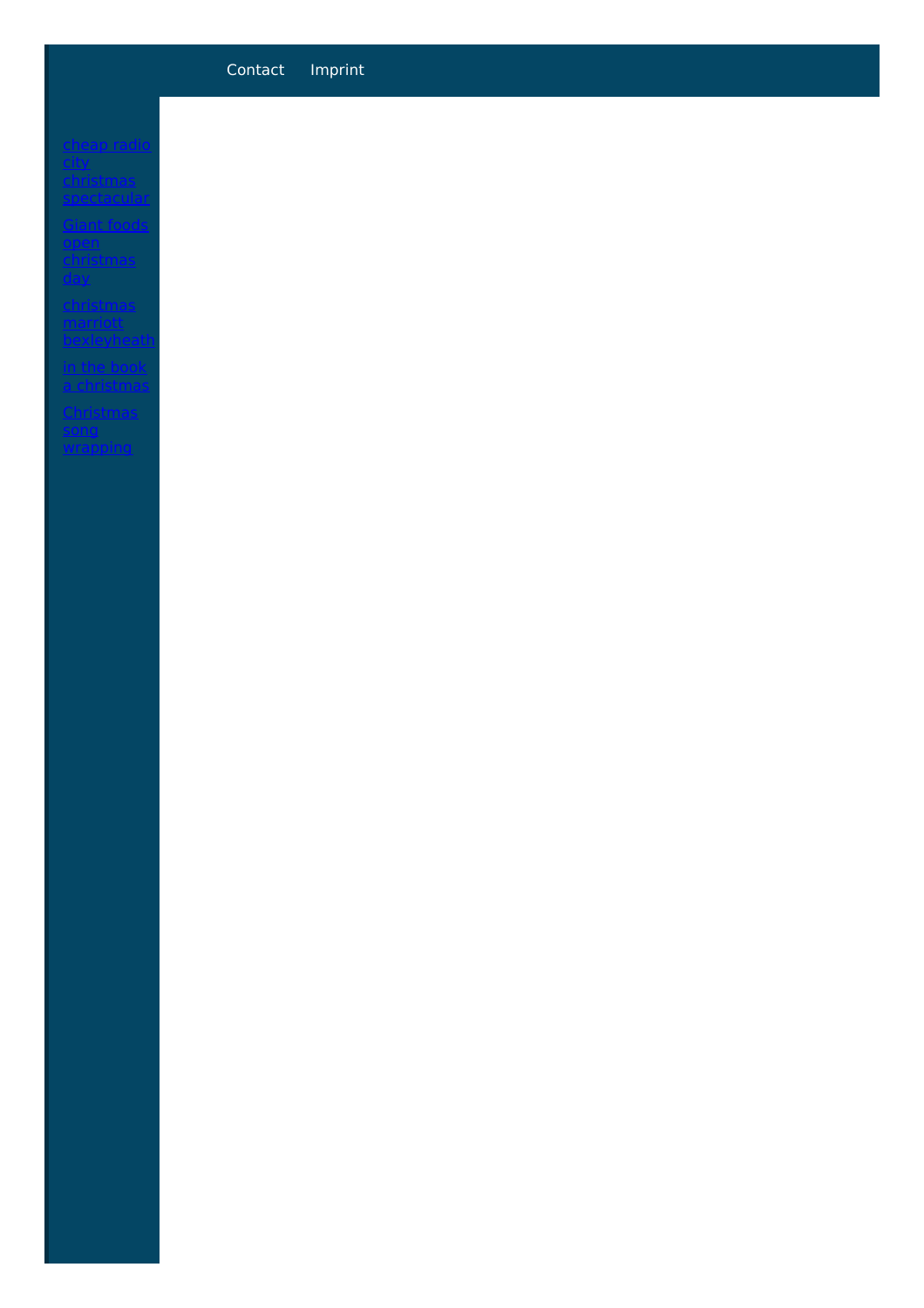Contact Imprint

- cheap radio city christmas spectacular
- Giant foods open christmas day
- christmas marriott bexleyheath
- in the book a christmas
- Christmas song wrapping